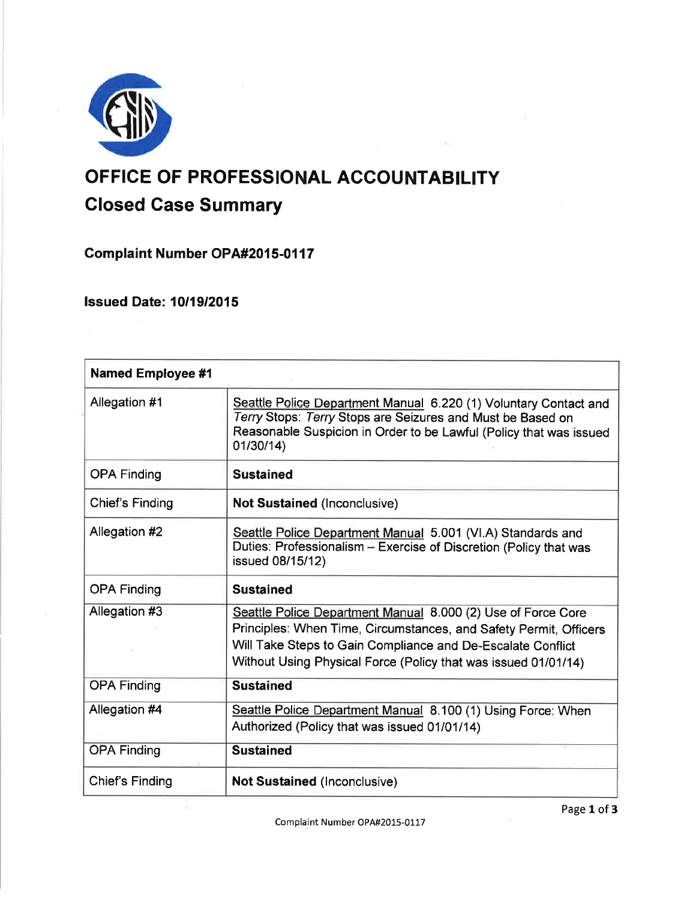# OFFICE OF PROFESSIONAL ACCOUNTABILITY

## Closed Case Summary

### Complaint Number OPA#2015-0117

### Issued Date: 10/19/2015

| Named Employee #1 | |
|---|---|
| Allegation #1 | Seattle Police Department Manual 6.220 (1) Voluntary Contact and *Terry* Stops: *Terry* Stops are Seizures and Must be Based on Reasonable Suspicion in Order to be Lawful (Policy that was issued 01/30/14) |
| OPA Finding | **Sustained** |
| Chief's Finding | **Not Sustained** (Inconclusive) |
| Allegation #2 | Seattle Police Department Manual 5.001 (VI.A) Standards and Duties: Professionalism – Exercise of Discretion (Policy that was issued 08/15/12) |
| OPA Finding | **Sustained** |
| Allegation #3 | Seattle Police Department Manual 8.000 (2) Use of Force Core Principles: When Time, Circumstances, and Safety Permit, Officers Will Take Steps to Gain Compliance and De-Escalate Conflict Without Using Physical Force (Policy that was issued 01/01/14) |
| OPA Finding | **Sustained** |
| Allegation #4 | Seattle Police Department Manual 8.100 (1) Using Force: When Authorized (Policy that was issued 01/01/14) |
| OPA Finding | **Sustained** |
| Chief's Finding | **Not Sustained** (Inconclusive) |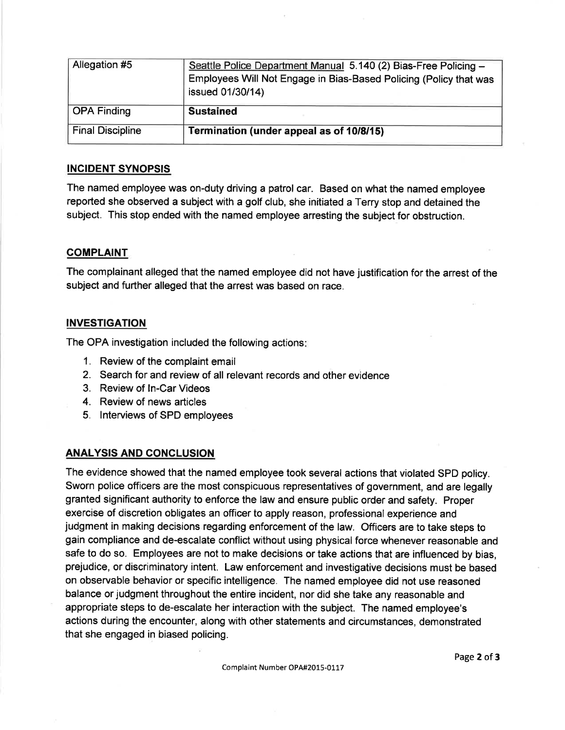| Allegation #5 | Seattle Police Department Manual 5.140 (2) Bias-Free Policing – Employees Will Not Engage in Bias-Based Policing (Policy that was issued 01/30/14) |
|---|---|
| OPA Finding | **Sustained** |
| Final Discipline | **Termination (under appeal as of 10/8/15)** |

## INCIDENT SYNOPSIS

The named employee was on-duty driving a patrol car. Based on what the named employee reported she observed a subject with a golf club, she initiated a Terry stop and detained the subject. This stop ended with the named employee arresting the subject for obstruction.

## COMPLAINT

The complainant alleged that the named employee did not have justification for the arrest of the subject and further alleged that the arrest was based on race.

## INVESTIGATION

The OPA investigation included the following actions:

1. Review of the complaint email
2. Search for and review of all relevant records and other evidence
3. Review of In-Car Videos
4. Review of news articles
5. Interviews of SPD employees

## ANALYSIS AND CONCLUSION

The evidence showed that the named employee took several actions that violated SPD policy. Sworn police officers are the most conspicuous representatives of government, and are legally granted significant authority to enforce the law and ensure public order and safety. Proper exercise of discretion obligates an officer to apply reason, professional experience and judgment in making decisions regarding enforcement of the law. Officers are to take steps to gain compliance and de-escalate conflict without using physical force whenever reasonable and safe to do so. Employees are not to make decisions or take actions that are influenced by bias, prejudice, or discriminatory intent. Law enforcement and investigative decisions must be based on observable behavior or specific intelligence. The named employee did not use reasoned balance or judgment throughout the entire incident, nor did she take any reasonable and appropriate steps to de-escalate her interaction with the subject. The named employee's actions during the encounter, along with other statements and circumstances, demonstrated that she engaged in biased policing.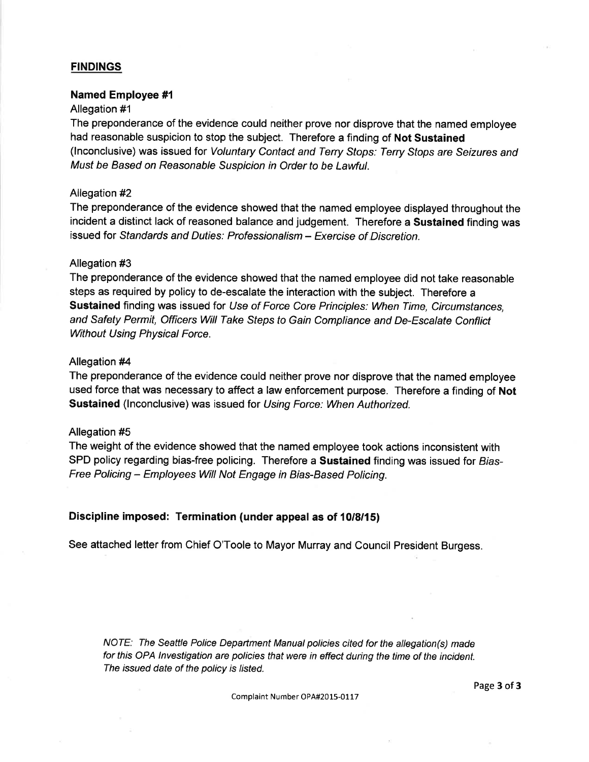## FINDINGS

### Named Employee #1

Allegation #1

The preponderance of the evidence could neither prove nor disprove that the named employee had reasonable suspicion to stop the subject. Therefore a finding of **Not Sustained** (Inconclusive) was issued for *Voluntary Contact and Terry Stops: Terry Stops are Seizures and Must be Based on Reasonable Suspicion in Order to be Lawful.*

Allegation #2

The preponderance of the evidence showed that the named employee displayed throughout the incident a distinct lack of reasoned balance and judgement. Therefore a **Sustained** finding was issued for *Standards and Duties: Professionalism – Exercise of Discretion.*

Allegation #3

The preponderance of the evidence showed that the named employee did not take reasonable steps as required by policy to de-escalate the interaction with the subject. Therefore a **Sustained** finding was issued for *Use of Force Core Principles: When Time, Circumstances, and Safety Permit, Officers Will Take Steps to Gain Compliance and De-Escalate Conflict Without Using Physical Force.*

Allegation #4

The preponderance of the evidence could neither prove nor disprove that the named employee used force that was necessary to affect a law enforcement purpose. Therefore a finding of **Not Sustained** (Inconclusive) was issued for *Using Force: When Authorized.*

Allegation #5

The weight of the evidence showed that the named employee took actions inconsistent with SPD policy regarding bias-free policing. Therefore a **Sustained** finding was issued for *Bias-Free Policing – Employees Will Not Engage in Bias-Based Policing.*

**Discipline imposed: Termination (under appeal as of 10/8/15)**

See attached letter from Chief O'Toole to Mayor Murray and Council President Burgess.

*NOTE: The Seattle Police Department Manual policies cited for the allegation(s) made for this OPA Investigation are policies that were in effect during the time of the incident. The issued date of the policy is listed.*

Complaint Number OPA#2015-0117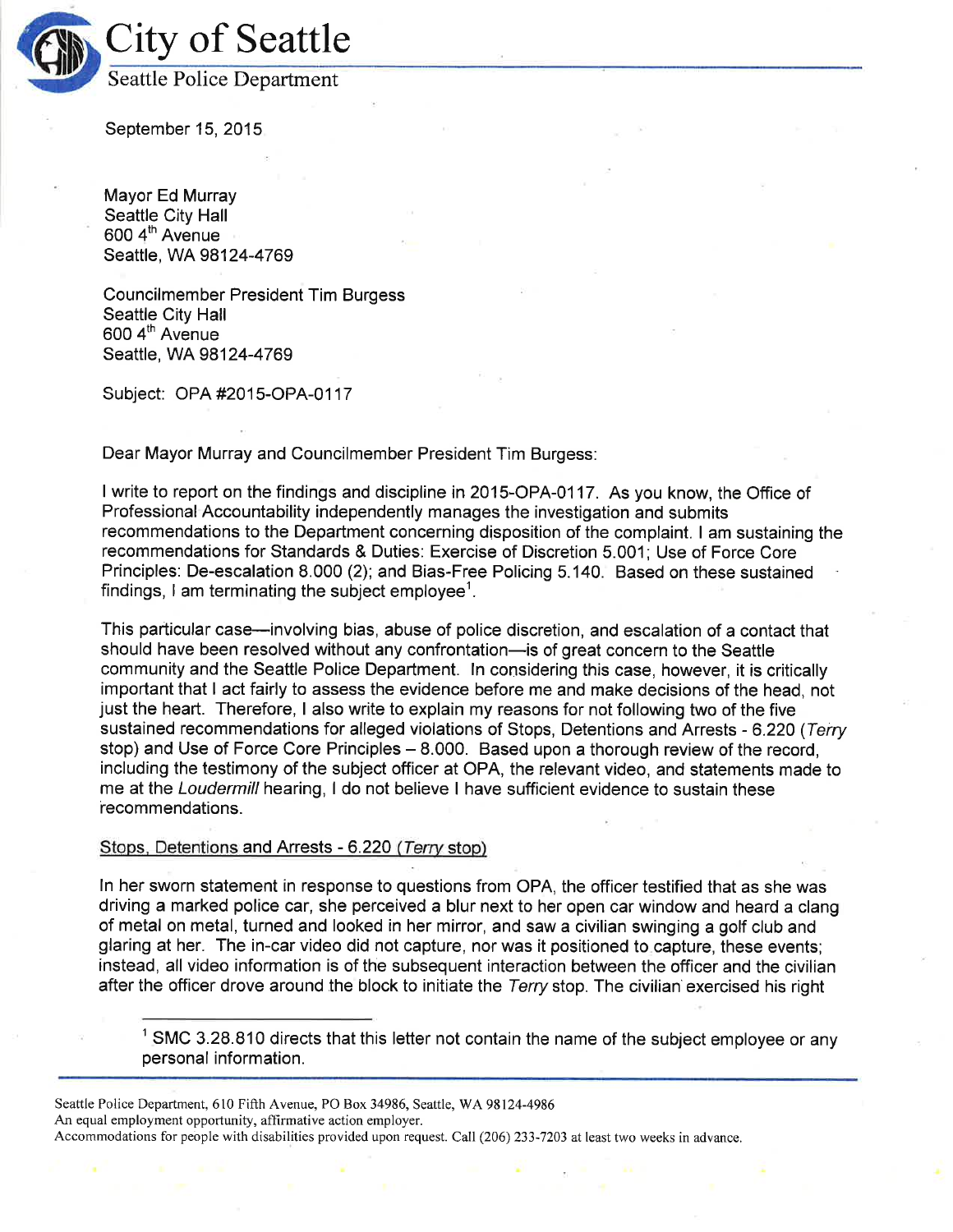# City of Seattle

Seattle Police Department

September 15, 2015

Mayor Ed Murray
Seattle City Hall
600 4th Avenue
Seattle, WA 98124-4769

Councilmember President Tim Burgess
Seattle City Hall
600 4th Avenue
Seattle, WA 98124-4769

Subject: OPA #2015-OPA-0117

Dear Mayor Murray and Councilmember President Tim Burgess:

I write to report on the findings and discipline in 2015-OPA-0117. As you know, the Office of Professional Accountability independently manages the investigation and submits recommendations to the Department concerning disposition of the complaint. I am sustaining the recommendations for Standards & Duties: Exercise of Discretion 5.001; Use of Force Core Principles: De-escalation 8.000 (2); and Bias-Free Policing 5.140. Based on these sustained findings, I am terminating the subject employee[1].

This particular case—involving bias, abuse of police discretion, and escalation of a contact that should have been resolved without any confrontation—is of great concern to the Seattle community and the Seattle Police Department. In considering this case, however, it is critically important that I act fairly to assess the evidence before me and make decisions of the head, not just the heart. Therefore, I also write to explain my reasons for not following two of the five sustained recommendations for alleged violations of Stops, Detentions and Arrests - 6.220 (*Terry* stop) and Use of Force Core Principles – 8.000. Based upon a thorough review of the record, including the testimony of the subject officer at OPA, the relevant video, and statements made to me at the *Loudermill* hearing, I do not believe I have sufficient evidence to sustain these recommendations.

<u>Stops, Detentions and Arrests - 6.220 (*Terry* stop)</u>

In her sworn statement in response to questions from OPA, the officer testified that as she was driving a marked police car, she perceived a blur next to her open car window and heard a clang of metal on metal, turned and looked in her mirror, and saw a civilian swinging a golf club and glaring at her. The in-car video did not capture, nor was it positioned to capture, these events; instead, all video information is of the subsequent interaction between the officer and the civilian after the officer drove around the block to initiate the *Terry* stop. The civilian exercised his right

---

[1] SMC 3.28.810 directs that this letter not contain the name of the subject employee or any personal information.

Seattle Police Department, 610 Fifth Avenue, PO Box 34986, Seattle, WA 98124-4986
An equal employment opportunity, affirmative action employer.
Accommodations for people with disabilities provided upon request. Call (206) 233-7203 at least two weeks in advance.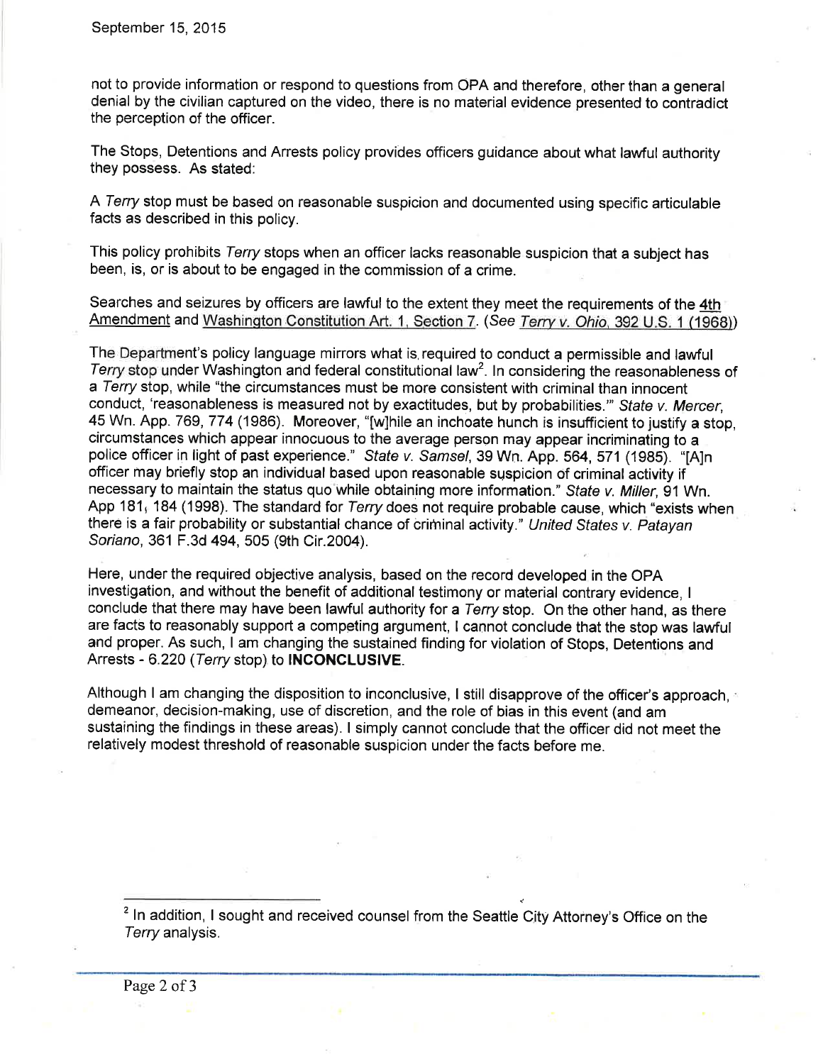not to provide information or respond to questions from OPA and therefore, other than a general denial by the civilian captured on the video, there is no material evidence presented to contradict the perception of the officer.

The Stops, Detentions and Arrests policy provides officers guidance about what lawful authority they possess. As stated:

A *Terry* stop must be based on reasonable suspicion and documented using specific articulable facts as described in this policy.

This policy prohibits *Terry* stops when an officer lacks reasonable suspicion that a subject has been, is, or is about to be engaged in the commission of a crime.

Searches and seizures by officers are lawful to the extent they meet the requirements of the 4th Amendment and Washington Constitution Art. 1, Section 7. (*See Terry v. Ohio*, 392 U.S. 1 (1968))

The Department's policy language mirrors what is required to conduct a permissible and lawful *Terry* stop under Washington and federal constitutional law[2]. In considering the reasonableness of a *Terry* stop, while "the circumstances must be more consistent with criminal than innocent conduct, 'reasonableness is measured not by exactitudes, but by probabilities.'" *State v. Mercer*, 45 Wn. App. 769, 774 (1986). Moreover, "[w]hile an inchoate hunch is insufficient to justify a stop, circumstances which appear innocuous to the average person may appear incriminating to a police officer in light of past experience." *State v. Samsel*, 39 Wn. App. 564, 571 (1985). "[A]n officer may briefly stop an individual based upon reasonable suspicion of criminal activity if necessary to maintain the status quo while obtaining more information." *State v. Miller*, 91 Wn. App 181, 184 (1998). The standard for *Terry* does not require probable cause, which "exists when there is a fair probability or substantial chance of criminal activity." *United States v. Patayan Soriano*, 361 F.3d 494, 505 (9th Cir.2004).

Here, under the required objective analysis, based on the record developed in the OPA investigation, and without the benefit of additional testimony or material contrary evidence, I conclude that there may have been lawful authority for a *Terry* stop. On the other hand, as there are facts to reasonably support a competing argument, I cannot conclude that the stop was lawful and proper. As such, I am changing the sustained finding for violation of Stops, Detentions and Arrests - 6.220 (*Terry* stop) to **INCONCLUSIVE**.

Although I am changing the disposition to inconclusive, I still disapprove of the officer's approach, demeanor, decision-making, use of discretion, and the role of bias in this event (and am sustaining the findings in these areas). I simply cannot conclude that the officer did not meet the relatively modest threshold of reasonable suspicion under the facts before me.

[2] In addition, I sought and received counsel from the Seattle City Attorney's Office on the *Terry* analysis.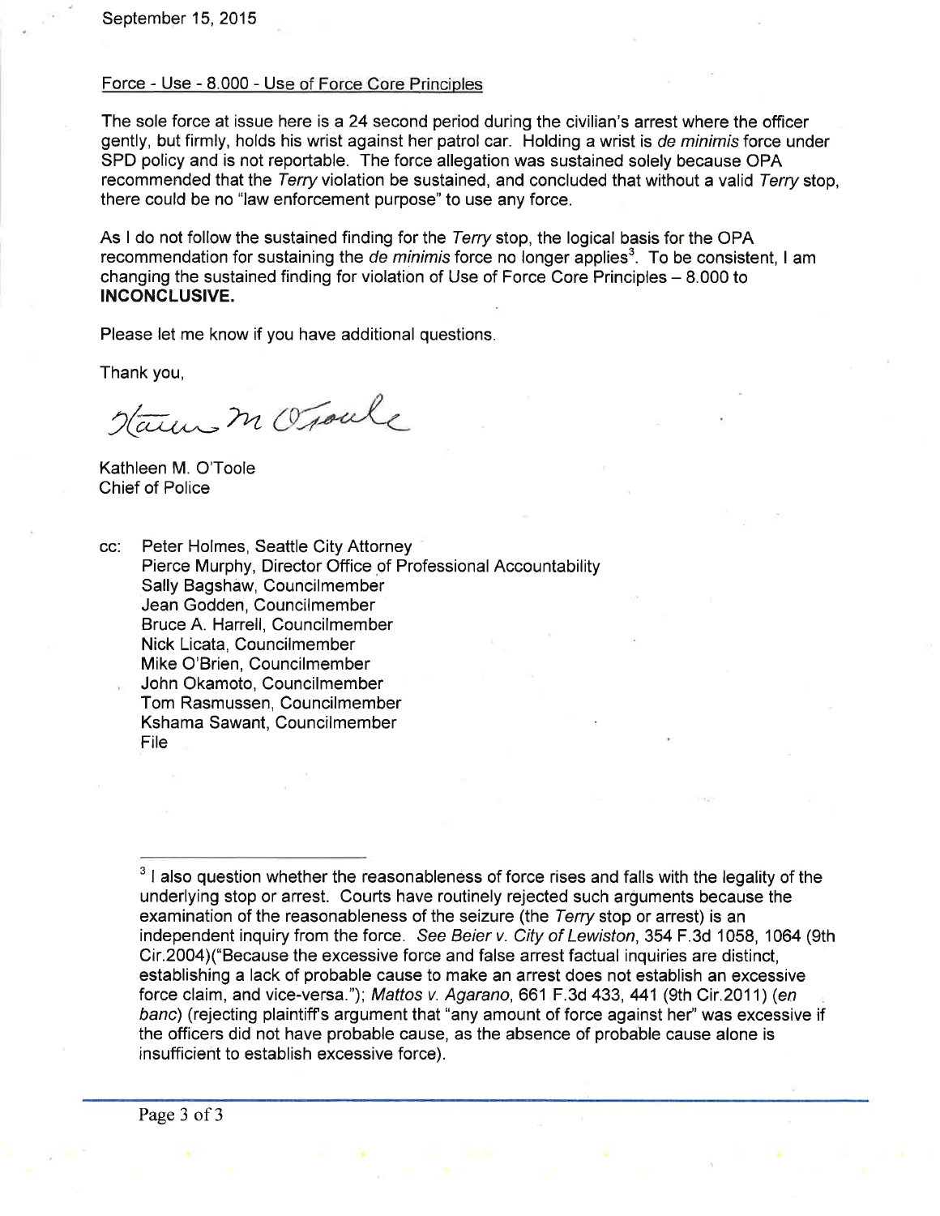September 15, 2015

Force - Use - 8.000 - Use of Force Core Principles

The sole force at issue here is a 24 second period during the civilian's arrest where the officer gently, but firmly, holds his wrist against her patrol car. Holding a wrist is *de minimis* force under SPD policy and is not reportable. The force allegation was sustained solely because OPA recommended that the *Terry* violation be sustained, and concluded that without a valid *Terry* stop, there could be no "law enforcement purpose" to use any force.

As I do not follow the sustained finding for the *Terry* stop, the logical basis for the OPA recommendation for sustaining the *de minimis* force no longer applies[3]. To be consistent, I am changing the sustained finding for violation of Use of Force Core Principles – 8.000 to **INCONCLUSIVE.**

Please let me know if you have additional questions.

Thank you,

Kathleen M. O'Toole
Chief of Police

cc: Peter Holmes, Seattle City Attorney
Pierce Murphy, Director Office of Professional Accountability
Sally Bagshaw, Councilmember
Jean Godden, Councilmember
Bruce A. Harrell, Councilmember
Nick Licata, Councilmember
Mike O'Brien, Councilmember
John Okamoto, Councilmember
Tom Rasmussen, Councilmember
Kshama Sawant, Councilmember
File

---

[3] I also question whether the reasonableness of force rises and falls with the legality of the underlying stop or arrest. Courts have routinely rejected such arguments because the examination of the reasonableness of the seizure (the *Terry* stop or arrest) is an independent inquiry from the force. *See Beier v. City of Lewiston*, 354 F.3d 1058, 1064 (9th Cir.2004)("Because the excessive force and false arrest factual inquiries are distinct, establishing a lack of probable cause to make an arrest does not establish an excessive force claim, and vice-versa."); *Mattos v. Agarano*, 661 F.3d 433, 441 (9th Cir.2011) (*en banc*) (rejecting plaintiff's argument that "any amount of force against her" was excessive if the officers did not have probable cause, as the absence of probable cause alone is insufficient to establish excessive force).